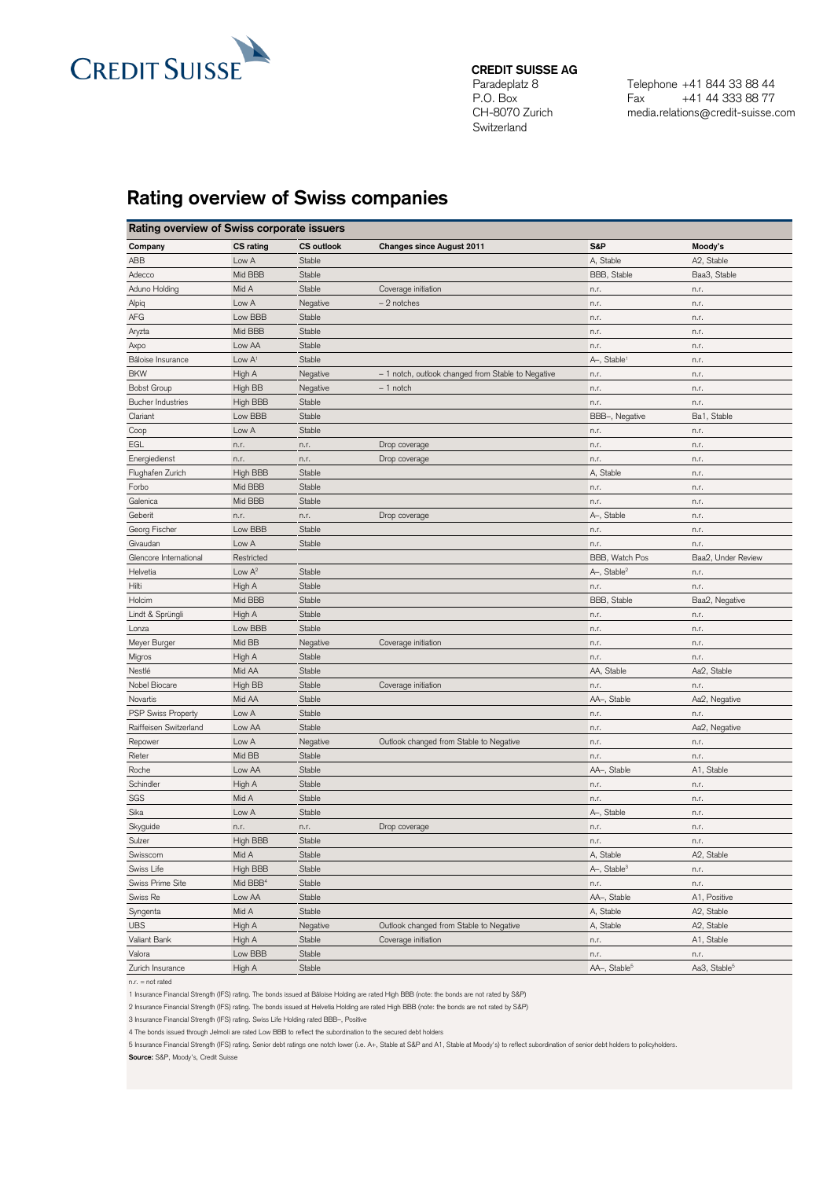**CREDIT SUISSE AG**
Paradeplatz 8
P.O. Box
CH-8070 Zurich
Switzerland

Telephone +41 844 33 88 44
Fax +41 44 333 88 77
media.relations@credit-suisse.com

# Rating overview of Swiss companies

**Rating overview of Swiss corporate issuers**

| Company | CS rating | CS outlook | Changes since August 2011 | S&P | Moody's |
|---|---|---|---|---|---|
| ABB | Low A | Stable | | A, Stable | A2, Stable |
| Adecco | Mid BBB | Stable | | BBB, Stable | Baa3, Stable |
| Aduno Holding | Mid A | Stable | Coverage initiation | n.r. | n.r. |
| Alpiq | Low A | Negative | – 2 notches | n.r. | n.r. |
| AFG | Low BBB | Stable | | n.r. | n.r. |
| Aryzta | Mid BBB | Stable | | n.r. | n.r. |
| Axpo | Low AA | Stable | | n.r. | n.r. |
| Bâloise Insurance | Low A[1] | Stable | | A–, Stable[1] | n.r. |
| BKW | High A | Negative | – 1 notch, outlook changed from Stable to Negative | n.r. | n.r. |
| Bobst Group | High BB | Negative | – 1 notch | n.r. | n.r. |
| Bucher Industries | High BBB | Stable | | n.r. | n.r. |
| Clariant | Low BBB | Stable | | BBB–, Negative | Ba1, Stable |
| Coop | Low A | Stable | | n.r. | n.r. |
| EGL | n.r. | n.r. | Drop coverage | n.r. | n.r. |
| Energiedienst | n.r. | n.r. | Drop coverage | n.r. | n.r. |
| Flughafen Zurich | High BBB | Stable | | A, Stable | n.r. |
| Forbo | Mid BBB | Stable | | n.r. | n.r. |
| Galenica | Mid BBB | Stable | | n.r. | n.r. |
| Geberit | n.r. | n.r. | Drop coverage | A–, Stable | n.r. |
| Georg Fischer | Low BBB | Stable | | n.r. | n.r. |
| Givaudan | Low A | Stable | | n.r. | n.r. |
| Glencore International | Restricted | | | BBB, Watch Pos | Baa2, Under Review |
| Helvetia | Low A[2] | Stable | | A–, Stable[2] | n.r. |
| Hilti | High A | Stable | | n.r. | n.r. |
| Holcim | Mid BBB | Stable | | BBB, Stable | Baa2, Negative |
| Lindt & Sprüngli | High A | Stable | | n.r. | n.r. |
| Lonza | Low BBB | Stable | | n.r. | n.r. |
| Meyer Burger | Mid BB | Negative | Coverage initiation | n.r. | n.r. |
| Migros | High A | Stable | | n.r. | n.r. |
| Nestlé | Mid AA | Stable | | AA, Stable | Aa2, Stable |
| Nobel Biocare | High BB | Stable | Coverage initiation | n.r. | n.r. |
| Novartis | Mid AA | Stable | | AA–, Stable | Aa2, Negative |
| PSP Swiss Property | Low A | Stable | | n.r. | n.r. |
| Raiffeisen Switzerland | Low AA | Stable | | n.r. | Aa2, Negative |
| Repower | Low A | Negative | Outlook changed from Stable to Negative | n.r. | n.r. |
| Rieter | Mid BB | Stable | | n.r. | n.r. |
| Roche | Low AA | Stable | | AA–, Stable | A1, Stable |
| Schindler | High A | Stable | | n.r. | n.r. |
| SGS | Mid A | Stable | | n.r. | n.r. |
| Sika | Low A | Stable | | A–, Stable | n.r. |
| Skyguide | n.r. | n.r. | Drop coverage | n.r. | n.r. |
| Sulzer | High BBB | Stable | | n.r. | n.r. |
| Swisscom | Mid A | Stable | | A, Stable | A2, Stable |
| Swiss Life | High BBB | Stable | | A–, Stable[3] | n.r. |
| Swiss Prime Site | Mid BBB[4] | Stable | | n.r. | n.r. |
| Swiss Re | Low AA | Stable | | AA–, Stable | A1, Positive |
| Syngenta | Mid A | Stable | | A, Stable | A2, Stable |
| UBS | High A | Negative | Outlook changed from Stable to Negative | A, Stable | A2, Stable |
| Valiant Bank | High A | Stable | Coverage initiation | n.r. | A1, Stable |
| Valora | Low BBB | Stable | | n.r. | n.r. |
| Zurich Insurance | High A | Stable | | AA–, Stable[5] | Aa3, Stable[5] |

n.r. = not rated

1 Insurance Financial Strength (IFS) rating. The bonds issued at Bâloise Holding are rated High BBB (note: the bonds are not rated by S&P)

2 Insurance Financial Strength (IFS) rating. The bonds issued at Helvetia Holding are rated High BBB (note: the bonds are not rated by S&P)

3 Insurance Financial Strength (IFS) rating. Swiss Life Holding rated BBB–, Positive

4 The bonds issued through Jelmoli are rated Low BBB to reflect the subordination to the secured debt holders

5 Insurance Financial Strength (IFS) rating. Senior debt ratings one notch lower (i.e. A+, Stable at S&P and A1, Stable at Moody's) to reflect subordination of senior debt holders to policyholders.

**Source:** S&P, Moody's, Credit Suisse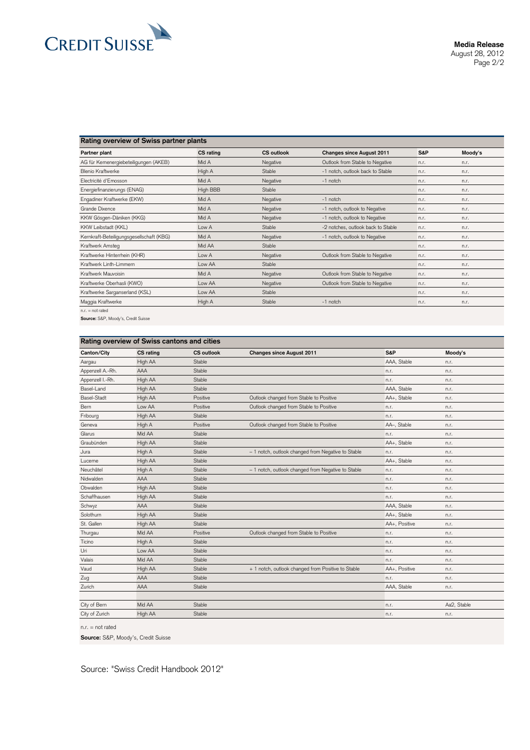## Rating overview of Swiss partner plants

| Partner plant | CS rating | CS outlook | Changes since August 2011 | S&P | Moody's |
|---|---|---|---|---|---|
| AG für Kernenergiebeteiligungen (AKEB) | Mid A | Negative | Outlook from Stable to Negative | n.r. | n.r. |
| Blenio Kraftwerke | High A | Stable | -1 notch, outlook back to Stable | n.r. | n.r. |
| Electricité d'Emosson | Mid A | Negative | -1 notch | n.r. | n.r. |
| Energiefinanzierungs (ENAG) | High BBB | Stable | | n.r. | n.r. |
| Engadiner Kraftwerke (EKW) | Mid A | Negative | -1 notch | n.r. | n.r. |
| Grande Dixence | Mid A | Negative | -1 notch, outlook to Negative | n.r. | n.r. |
| KKW Gösgen-Däniken (KKG) | Mid A | Negative | -1 notch, outlook to Negative | n.r. | n.r. |
| KKW Leibstadt (KKL) | Low A | Stable | -2 notches, outlook back to Stable | n.r. | n.r. |
| Kernkraft-Beteiligungsgesellschaft (KBG) | Mid A | Negative | -1 notch, outlook to Negative | n.r. | n.r. |
| Kraftwerk Amsteg | Mid AA | Stable | | n.r. | n.r. |
| Kraftwerke Hinterrhein (KHR) | Low A | Negative | Outlook from Stable to Negative | n.r. | n.r. |
| Kraftwerk Linth-Limmern | Low AA | Stable | | n.r. | n.r. |
| Kraftwerk Mauvoisin | Mid A | Negative | Outlook from Stable to Negative | n.r. | n.r. |
| Kraftwerke Oberhasli (KWO) | Low AA | Negative | Outlook from Stable to Negative | n.r. | n.r. |
| Kraftwerke Sarganserland (KSL) | Low AA | Stable | | n.r. | n.r. |
| Maggia Kraftwerke | High A | Stable | -1 notch | n.r. | n.r. |

n.r. = not rated

**Source:** S&P, Moody's, Credit Suisse

## Rating overview of Swiss cantons and cities

| Canton/City | CS rating | CS outlook | Changes since August 2011 | S&P | Moody's |
|---|---|---|---|---|---|
| Aargau | High AA | Stable | | AAA, Stable | n.r. |
| Appenzell A.-Rh. | AAA | Stable | | n.r. | n.r. |
| Appenzell I.-Rh. | High AA | Stable | | n.r. | n.r. |
| Basel-Land | High AA | Stable | | AAA, Stable | n.r. |
| Basel-Stadt | High AA | Positive | Outlook changed from Stable to Positive | AA+, Stable | n.r. |
| Bern | Low AA | Positive | Outlook changed from Stable to Positive | n.r. | n.r. |
| Fribourg | High AA | Stable | | n.r. | n.r. |
| Geneva | High A | Positive | Outlook changed from Stable to Positive | AA–, Stable | n.r. |
| Glarus | Mid AA | Stable | | n.r. | n.r. |
| Graubünden | High AA | Stable | | AA+, Stable | n.r. |
| Jura | High A | Stable | – 1 notch, outlook changed from Negative to Stable | n.r. | n.r. |
| Lucerne | High AA | Stable | | AA+, Stable | n.r. |
| Neuchâtel | High A | Stable | – 1 notch, outlook changed from Negative to Stable | n.r. | n.r. |
| Nidwalden | AAA | Stable | | n.r. | n.r. |
| Obwalden | High AA | Stable | | n.r. | n.r. |
| Schaffhausen | High AA | Stable | | n.r. | n.r. |
| Schwyz | AAA | Stable | | AAA, Stable | n.r. |
| Solothurn | High AA | Stable | | AA+, Stable | n.r. |
| St. Gallen | High AA | Stable | | AA+, Positive | n.r. |
| Thurgau | Mid AA | Positive | Outlook changed from Stable to Positive | n.r. | n.r. |
| Ticino | High A | Stable | | n.r. | n.r. |
| Uri | Low AA | Stable | | n.r. | n.r. |
| Valais | Mid AA | Stable | | n.r. | n.r. |
| Vaud | High AA | Stable | + 1 notch, outlook changed from Positive to Stable | AA+, Positive | n.r. |
| Zug | AAA | Stable | | n.r. | n.r. |
| Zurich | AAA | Stable | | AAA, Stable | n.r. |
| | | | | | |
| City of Bern | Mid AA | Stable | | n.r. | Aa2, Stable |
| City of Zurich | High AA | Stable | | n.r. | n.r. |

n.r. = not rated

**Source:** S&P, Moody's, Credit Suisse

Source: "Swiss Credit Handbook 2012"